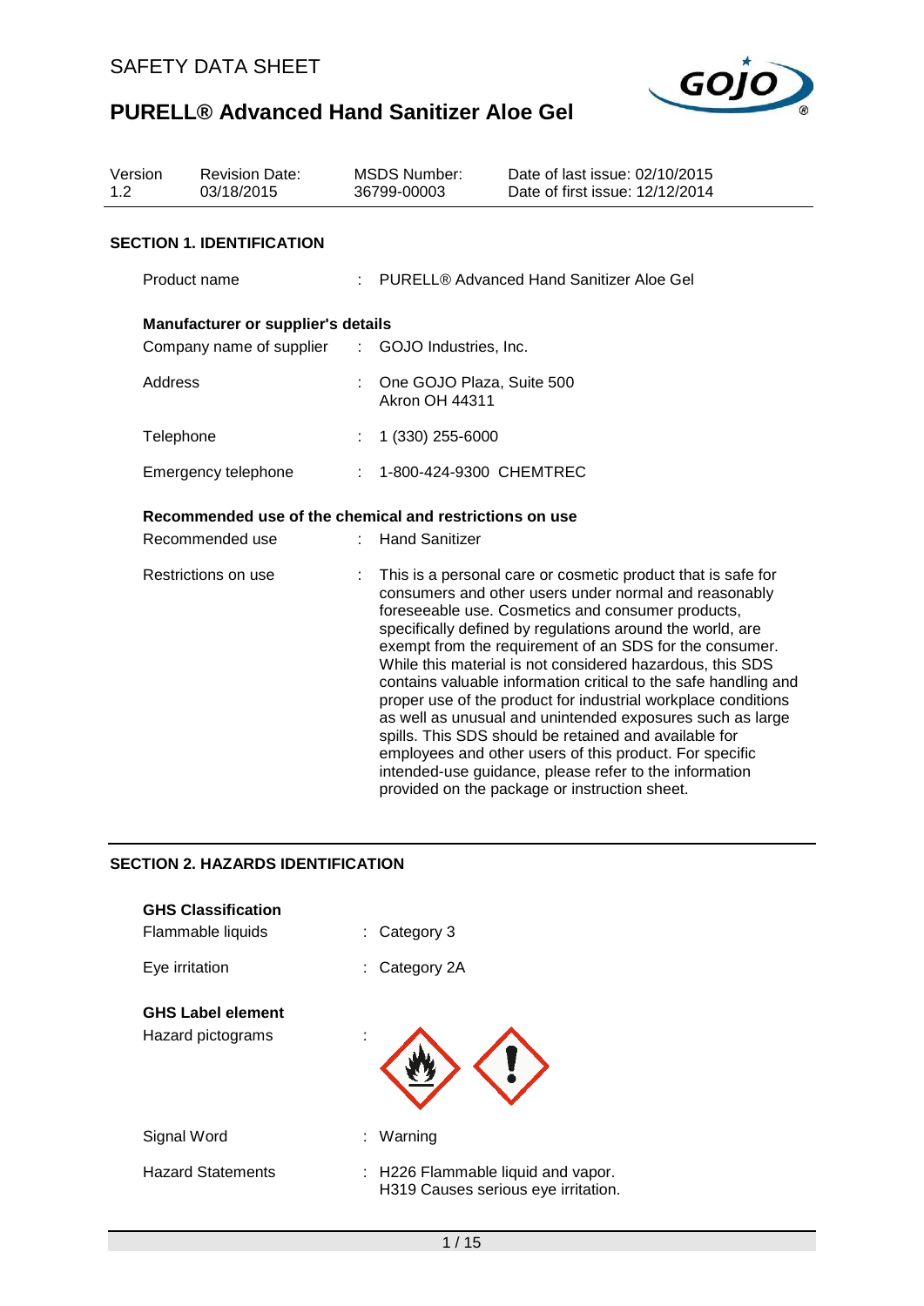# SAFETY DATA SHEET

# PURELL® Advanced Hand Sanitizer Aloe Gel

| Version | Revision Date: | MSDS Number: | Date of last issue: 02/10/2015 |
|---|---|---|---|
| 1.2 | 03/18/2015 | 36799-00003 | Date of first issue: 12/12/2014 |

## SECTION 1. IDENTIFICATION

Product name : PURELL® Advanced Hand Sanitizer Aloe Gel

**Manufacturer or supplier's details**

Company name of supplier : GOJO Industries, Inc.

Address : One GOJO Plaza, Suite 500
Akron OH 44311

Telephone : 1 (330) 255-6000

Emergency telephone : 1-800-424-9300 CHEMTREC

**Recommended use of the chemical and restrictions on use**

Recommended use : Hand Sanitizer

Restrictions on use : This is a personal care or cosmetic product that is safe for consumers and other users under normal and reasonably foreseeable use. Cosmetics and consumer products, specifically defined by regulations around the world, are exempt from the requirement of an SDS for the consumer. While this material is not considered hazardous, this SDS contains valuable information critical to the safe handling and proper use of the product for industrial workplace conditions as well as unusual and unintended exposures such as large spills. This SDS should be retained and available for employees and other users of this product. For specific intended-use guidance, please refer to the information provided on the package or instruction sheet.

## SECTION 2. HAZARDS IDENTIFICATION

**GHS Classification**

Flammable liquids : Category 3

Eye irritation : Category 2A

**GHS Label element**

Hazard pictograms :

Signal Word : Warning

Hazard Statements : H226 Flammable liquid and vapor.
H319 Causes serious eye irritation.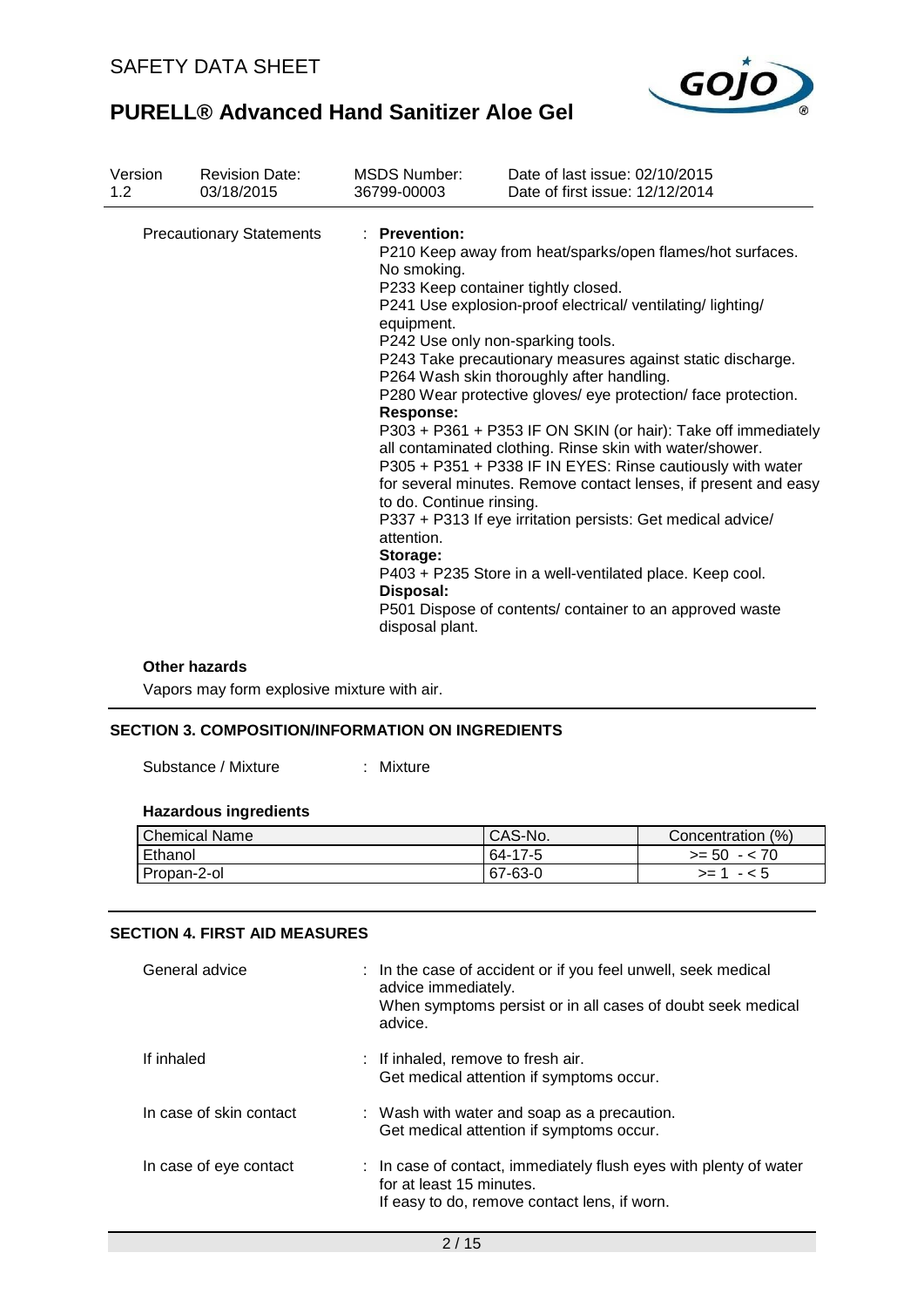| Version 1.2 | Revision Date: 03/18/2015 | MSDS Number: 36799-00003 | Date of last issue: 02/10/2015 Date of first issue: 12/12/2014 |
|---|---|---|---|

Precautionary Statements : **Prevention:**

P210 Keep away from heat/sparks/open flames/hot surfaces. No smoking.
P233 Keep container tightly closed.
P241 Use explosion-proof electrical/ ventilating/ lighting/ equipment.
P242 Use only non-sparking tools.
P243 Take precautionary measures against static discharge.
P264 Wash skin thoroughly after handling.
P280 Wear protective gloves/ eye protection/ face protection.

**Response:**

P303 + P361 + P353 IF ON SKIN (or hair): Take off immediately all contaminated clothing. Rinse skin with water/shower.
P305 + P351 + P338 IF IN EYES: Rinse cautiously with water for several minutes. Remove contact lenses, if present and easy to do. Continue rinsing.
P337 + P313 If eye irritation persists: Get medical advice/ attention.

**Storage:**

P403 + P235 Store in a well-ventilated place. Keep cool.

**Disposal:**

P501 Dispose of contents/ container to an approved waste disposal plant.

**Other hazards**

Vapors may form explosive mixture with air.

## SECTION 3. COMPOSITION/INFORMATION ON INGREDIENTS

Substance / Mixture : Mixture

**Hazardous ingredients**

| Chemical Name | CAS-No. | Concentration (%) |
|---|---|---|
| Ethanol | 64-17-5 | >= 50 - < 70 |
| Propan-2-ol | 67-63-0 | >= 1 - < 5 |

## SECTION 4. FIRST AID MEASURES

General advice : In the case of accident or if you feel unwell, seek medical advice immediately.
When symptoms persist or in all cases of doubt seek medical advice.

If inhaled : If inhaled, remove to fresh air.
Get medical attention if symptoms occur.

In case of skin contact : Wash with water and soap as a precaution.
Get medical attention if symptoms occur.

In case of eye contact : In case of contact, immediately flush eyes with plenty of water for at least 15 minutes.
If easy to do, remove contact lens, if worn.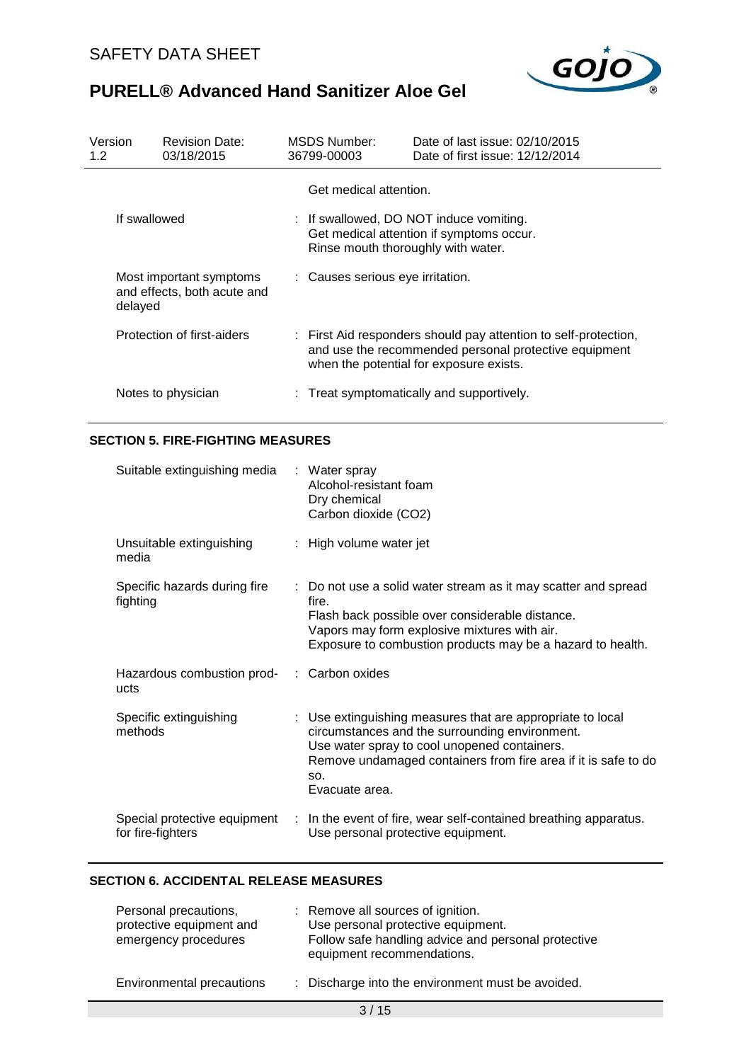| Version 1.2 | Revision Date: 03/18/2015 | MSDS Number: 36799-00003 | Date of last issue: 02/10/2015<br>Date of first issue: 12/12/2014 |
|---|---|---|---|

| | |
|---|---|
| | Get medical attention. |
| If swallowed | : If swallowed, DO NOT induce vomiting.<br>Get medical attention if symptoms occur.<br>Rinse mouth thoroughly with water. |
| Most important symptoms and effects, both acute and delayed | : Causes serious eye irritation. |
| Protection of first-aiders | : First Aid responders should pay attention to self-protection, and use the recommended personal protective equipment when the potential for exposure exists. |
| Notes to physician | : Treat symptomatically and supportively. |

## SECTION 5. FIRE-FIGHTING MEASURES

| | |
|---|---|
| Suitable extinguishing media | : Water spray<br>Alcohol-resistant foam<br>Dry chemical<br>Carbon dioxide ($CO_2$) |
| Unsuitable extinguishing media | : High volume water jet |
| Specific hazards during fire fighting | : Do not use a solid water stream as it may scatter and spread fire.<br>Flash back possible over considerable distance.<br>Vapors may form explosive mixtures with air.<br>Exposure to combustion products may be a hazard to health. |
| Hazardous combustion products | : Carbon oxides |
| Specific extinguishing methods | : Use extinguishing measures that are appropriate to local circumstances and the surrounding environment.<br>Use water spray to cool unopened containers.<br>Remove undamaged containers from fire area if it is safe to do so.<br>Evacuate area. |
| Special protective equipment for fire-fighters | : In the event of fire, wear self-contained breathing apparatus.<br>Use personal protective equipment. |

## SECTION 6. ACCIDENTAL RELEASE MEASURES

| | |
|---|---|
| Personal precautions, protective equipment and emergency procedures | : Remove all sources of ignition.<br>Use personal protective equipment.<br>Follow safe handling advice and personal protective equipment recommendations. |
| Environmental precautions | : Discharge into the environment must be avoided. |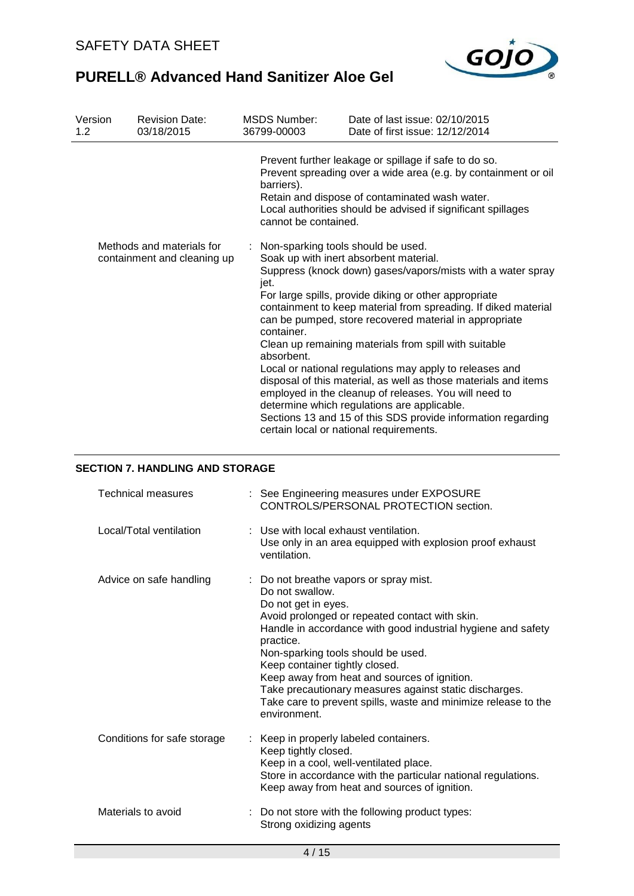Prevent further leakage or spillage if safe to do so.
Prevent spreading over a wide area (e.g. by containment or oil barriers).
Retain and dispose of contaminated wash water.
Local authorities should be advised if significant spillages cannot be contained.

| | |
|---|---|
| Methods and materials for containment and cleaning up | : Non-sparking tools should be used.<br>Soak up with inert absorbent material.<br>Suppress (knock down) gases/vapors/mists with a water spray jet.<br>For large spills, provide diking or other appropriate containment to keep material from spreading. If diked material can be pumped, store recovered material in appropriate container.<br>Clean up remaining materials from spill with suitable absorbent.<br>Local or national regulations may apply to releases and disposal of this material, as well as those materials and items employed in the cleanup of releases. You will need to determine which regulations are applicable.<br>Sections 13 and 15 of this SDS provide information regarding certain local or national requirements. |

## SECTION 7. HANDLING AND STORAGE

| | |
|---|---|
| Technical measures | : See Engineering measures under EXPOSURE CONTROLS/PERSONAL PROTECTION section. |
| Local/Total ventilation | : Use with local exhaust ventilation.<br>Use only in an area equipped with explosion proof exhaust ventilation. |
| Advice on safe handling | : Do not breathe vapors or spray mist.<br>Do not swallow.<br>Do not get in eyes.<br>Avoid prolonged or repeated contact with skin.<br>Handle in accordance with good industrial hygiene and safety practice.<br>Non-sparking tools should be used.<br>Keep container tightly closed.<br>Keep away from heat and sources of ignition.<br>Take precautionary measures against static discharges.<br>Take care to prevent spills, waste and minimize release to the environment. |
| Conditions for safe storage | : Keep in properly labeled containers.<br>Keep tightly closed.<br>Keep in a cool, well-ventilated place.<br>Store in accordance with the particular national regulations.<br>Keep away from heat and sources of ignition. |
| Materials to avoid | : Do not store with the following product types:<br>Strong oxidizing agents |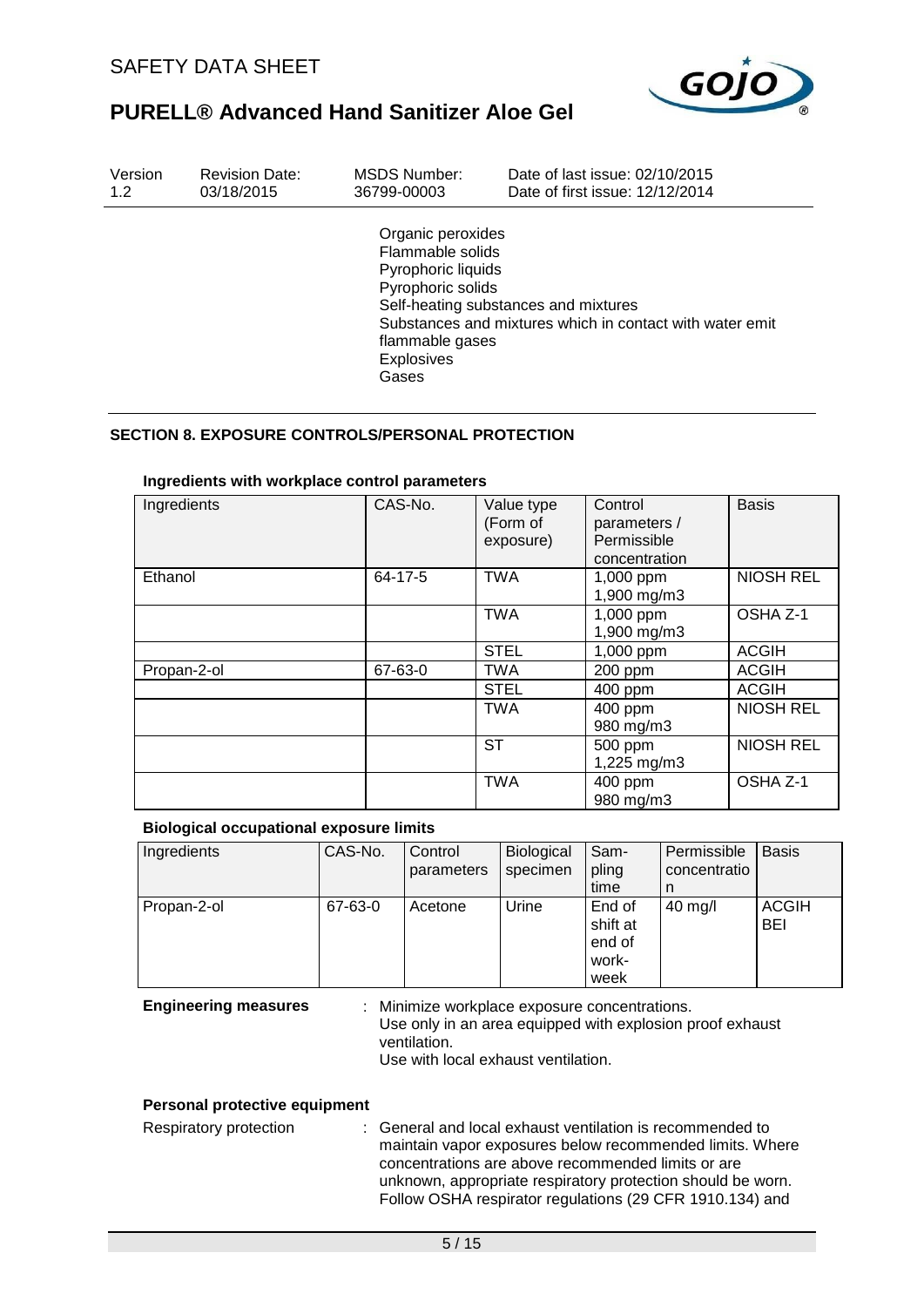| Version | Revision Date: | MSDS Number: | Date of last issue: 02/10/2015 |
|---|---|---|---|
| 1.2 | 03/18/2015 | 36799-00003 | Date of first issue: 12/12/2014 |

Organic peroxides
Flammable solids
Pyrophoric liquids
Pyrophoric solids
Self-heating substances and mixtures
Substances and mixtures which in contact with water emit flammable gases
Explosives
Gases

## SECTION 8. EXPOSURE CONTROLS/PERSONAL PROTECTION

### Ingredients with workplace control parameters

| Ingredients | CAS-No. | Value type (Form of exposure) | Control parameters / Permissible concentration | Basis |
|---|---|---|---|---|
| Ethanol | 64-17-5 | TWA | 1,000 ppm<br>1,900 mg/m3 | NIOSH REL |
| | | TWA | 1,000 ppm<br>1,900 mg/m3 | OSHA Z-1 |
| | | STEL | 1,000 ppm | ACGIH |
| Propan-2-ol | 67-63-0 | TWA | 200 ppm | ACGIH |
| | | STEL | 400 ppm | ACGIH |
| | | TWA | 400 ppm<br>980 mg/m3 | NIOSH REL |
| | | ST | 500 ppm<br>1,225 mg/m3 | NIOSH REL |
| | | TWA | 400 ppm<br>980 mg/m3 | OSHA Z-1 |

### Biological occupational exposure limits

| Ingredients | CAS-No. | Control parameters | Biological specimen | Sampling time | Permissible concentration | Basis |
|---|---|---|---|---|---|---|
| Propan-2-ol | 67-63-0 | Acetone | Urine | End of shift at end of workweek | 40 mg/l | ACGIH BEI |

**Engineering measures** : Minimize workplace exposure concentrations.
Use only in an area equipped with explosion proof exhaust ventilation.
Use with local exhaust ventilation.

### Personal protective equipment

Respiratory protection : General and local exhaust ventilation is recommended to maintain vapor exposures below recommended limits. Where concentrations are above recommended limits or are unknown, appropriate respiratory protection should be worn. Follow OSHA respirator regulations (29 CFR 1910.134) and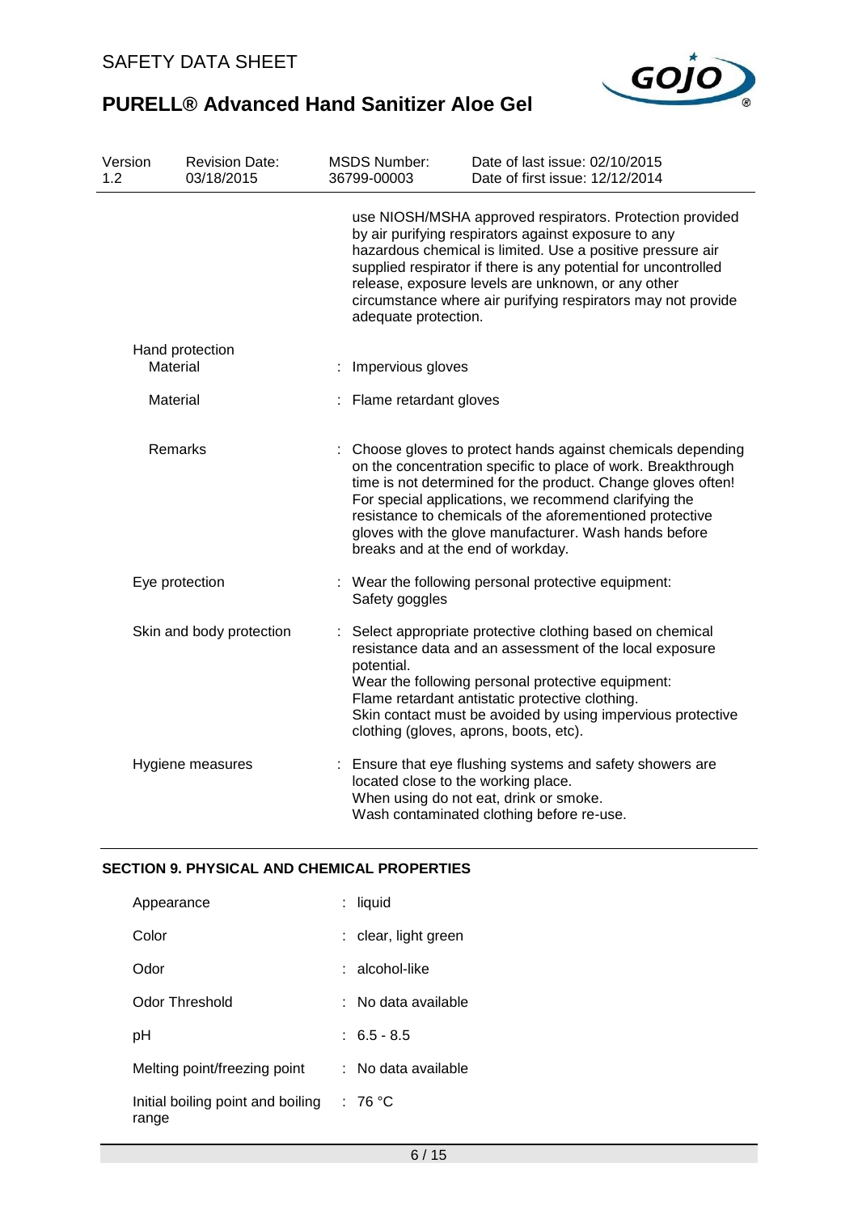use NIOSH/MSHA approved respirators. Protection provided by air purifying respirators against exposure to any hazardous chemical is limited. Use a positive pressure air supplied respirator if there is any potential for uncontrolled release, exposure levels are unknown, or any other circumstance where air purifying respirators may not provide adequate protection.

Hand protection

| | | |
|---|---|---|
| Material | : | Impervious gloves |
| Material | : | Flame retardant gloves |
| Remarks | : | Choose gloves to protect hands against chemicals depending on the concentration specific to place of work. Breakthrough time is not determined for the product. Change gloves often! For special applications, we recommend clarifying the resistance to chemicals of the aforementioned protective gloves with the glove manufacturer. Wash hands before breaks and at the end of workday. |
| Eye protection | : | Wear the following personal protective equipment: Safety goggles |
| Skin and body protection | : | Select appropriate protective clothing based on chemical resistance data and an assessment of the local exposure potential. Wear the following personal protective equipment: Flame retardant antistatic protective clothing. Skin contact must be avoided by using impervious protective clothing (gloves, aprons, boots, etc). |
| Hygiene measures | : | Ensure that eye flushing systems and safety showers are located close to the working place. When using do not eat, drink or smoke. Wash contaminated clothing before re-use. |

## SECTION 9. PHYSICAL AND CHEMICAL PROPERTIES

| | | |
|---|---|---|
| Appearance | : | liquid |
| Color | : | clear, light green |
| Odor | : | alcohol-like |
| Odor Threshold | : | No data available |
| pH | : | 6.5 - 8.5 |
| Melting point/freezing point | : | No data available |
| Initial boiling point and boiling range | : | 76 °C |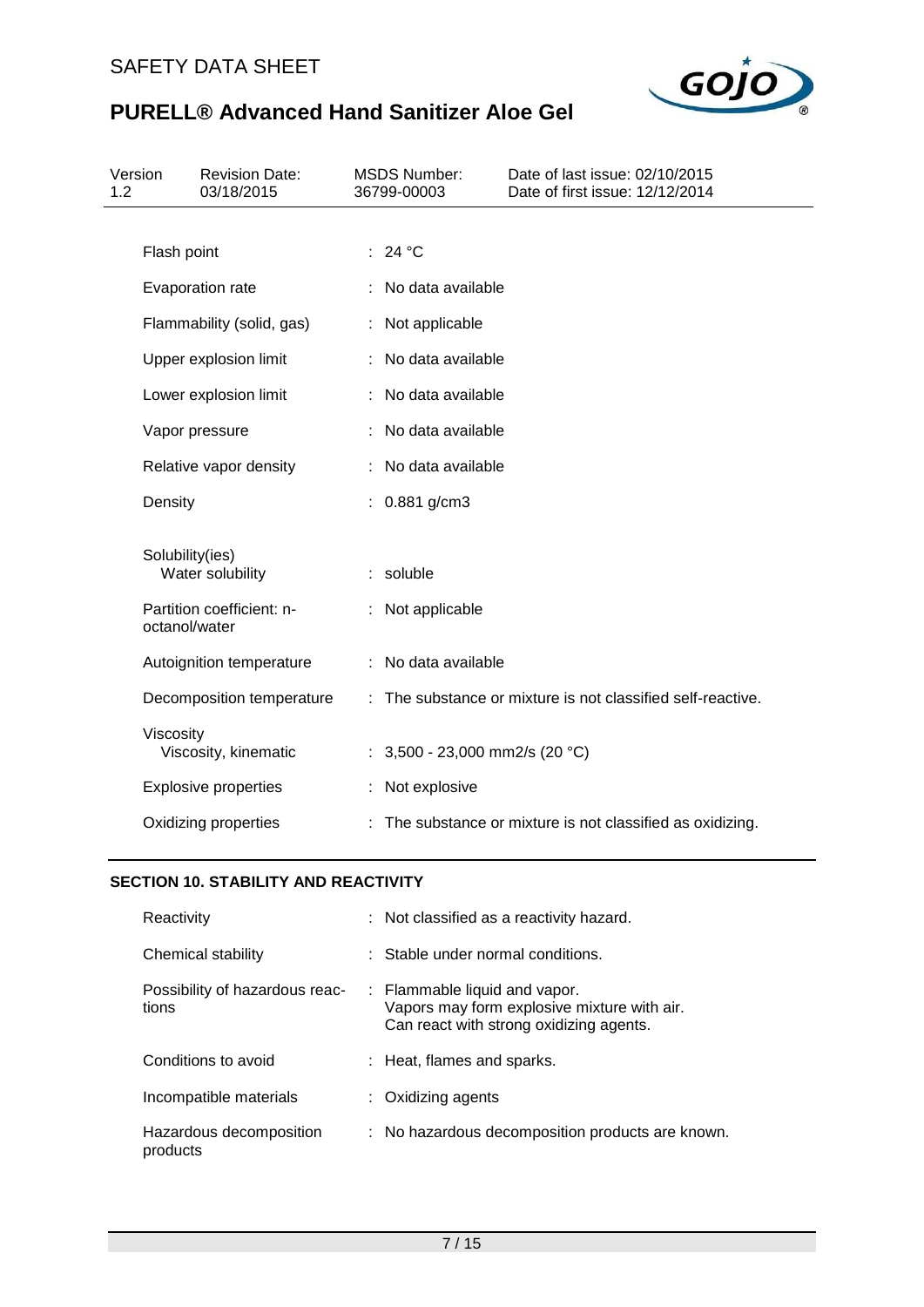| | |
|---|---|
| Flash point | 24 °C |
| Evaporation rate | No data available |
| Flammability (solid, gas) | Not applicable |
| Upper explosion limit | No data available |
| Lower explosion limit | No data available |
| Vapor pressure | No data available |
| Relative vapor density | No data available |
| Density | 0.881 g/cm3 |
| Solubility(ies) | |
| Water solubility | soluble |
| Partition coefficient: n-octanol/water | Not applicable |
| Autoignition temperature | No data available |
| Decomposition temperature | The substance or mixture is not classified self-reactive. |
| Viscosity | |
| Viscosity, kinematic | 3,500 - 23,000 mm2/s (20 °C) |
| Explosive properties | Not explosive |
| Oxidizing properties | The substance or mixture is not classified as oxidizing. |

## SECTION 10. STABILITY AND REACTIVITY

| | |
|---|---|
| Reactivity | Not classified as a reactivity hazard. |
| Chemical stability | Stable under normal conditions. |
| Possibility of hazardous reactions | Flammable liquid and vapor.<br>Vapors may form explosive mixture with air.<br>Can react with strong oxidizing agents. |
| Conditions to avoid | Heat, flames and sparks. |
| Incompatible materials | Oxidizing agents |
| Hazardous decomposition products | No hazardous decomposition products are known. |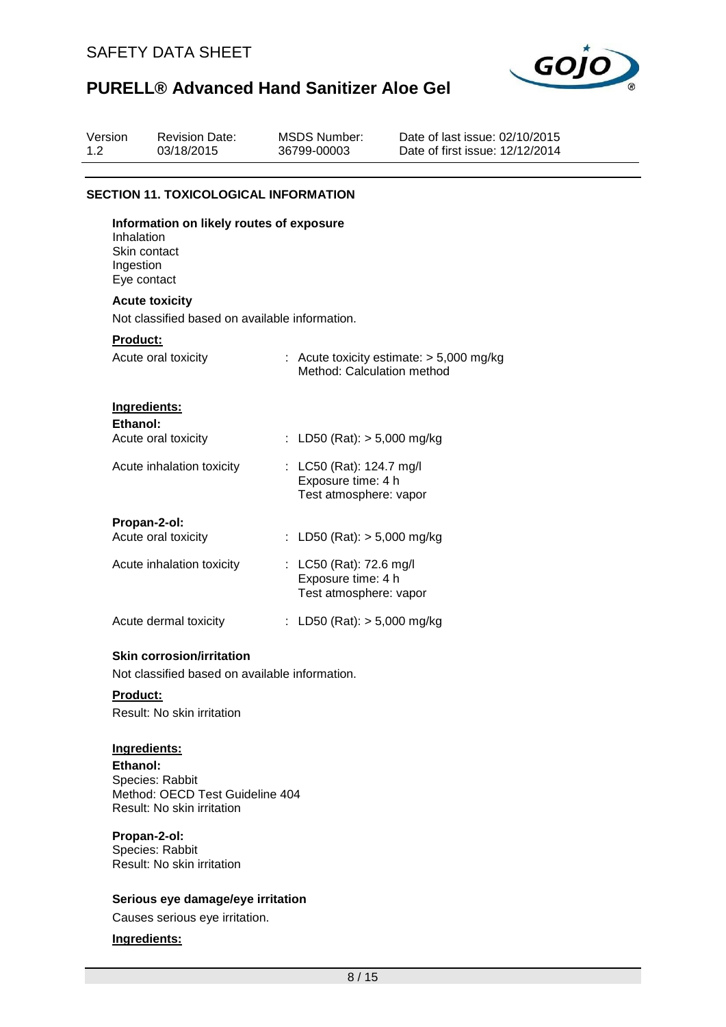| Version | Revision Date: | MSDS Number: | Date of last issue: 02/10/2015 |
| --- | --- | --- | --- |
| 1.2 | 03/18/2015 | 36799-00003 | Date of first issue: 12/12/2014 |

## SECTION 11. TOXICOLOGICAL INFORMATION

**Information on likely routes of exposure**
Inhalation
Skin contact
Ingestion
Eye contact

**Acute toxicity**

Not classified based on available information.

**Product:**

Acute oral toxicity : Acute toxicity estimate: > 5,000 mg/kg
Method: Calculation method

**Ingredients:**

**Ethanol:**

Acute oral toxicity : LD50 (Rat): > 5,000 mg/kg

Acute inhalation toxicity : LC50 (Rat): 124.7 mg/l
Exposure time: 4 h
Test atmosphere: vapor

**Propan-2-ol:**

Acute oral toxicity : LD50 (Rat): > 5,000 mg/kg

Acute inhalation toxicity : LC50 (Rat): 72.6 mg/l
Exposure time: 4 h
Test atmosphere: vapor

Acute dermal toxicity : LD50 (Rat): > 5,000 mg/kg

**Skin corrosion/irritation**

Not classified based on available information.

**Product:**

Result: No skin irritation

**Ingredients:**

**Ethanol:**
Species: Rabbit
Method: OECD Test Guideline 404
Result: No skin irritation

**Propan-2-ol:**
Species: Rabbit
Result: No skin irritation

**Serious eye damage/eye irritation**

Causes serious eye irritation.

**Ingredients:**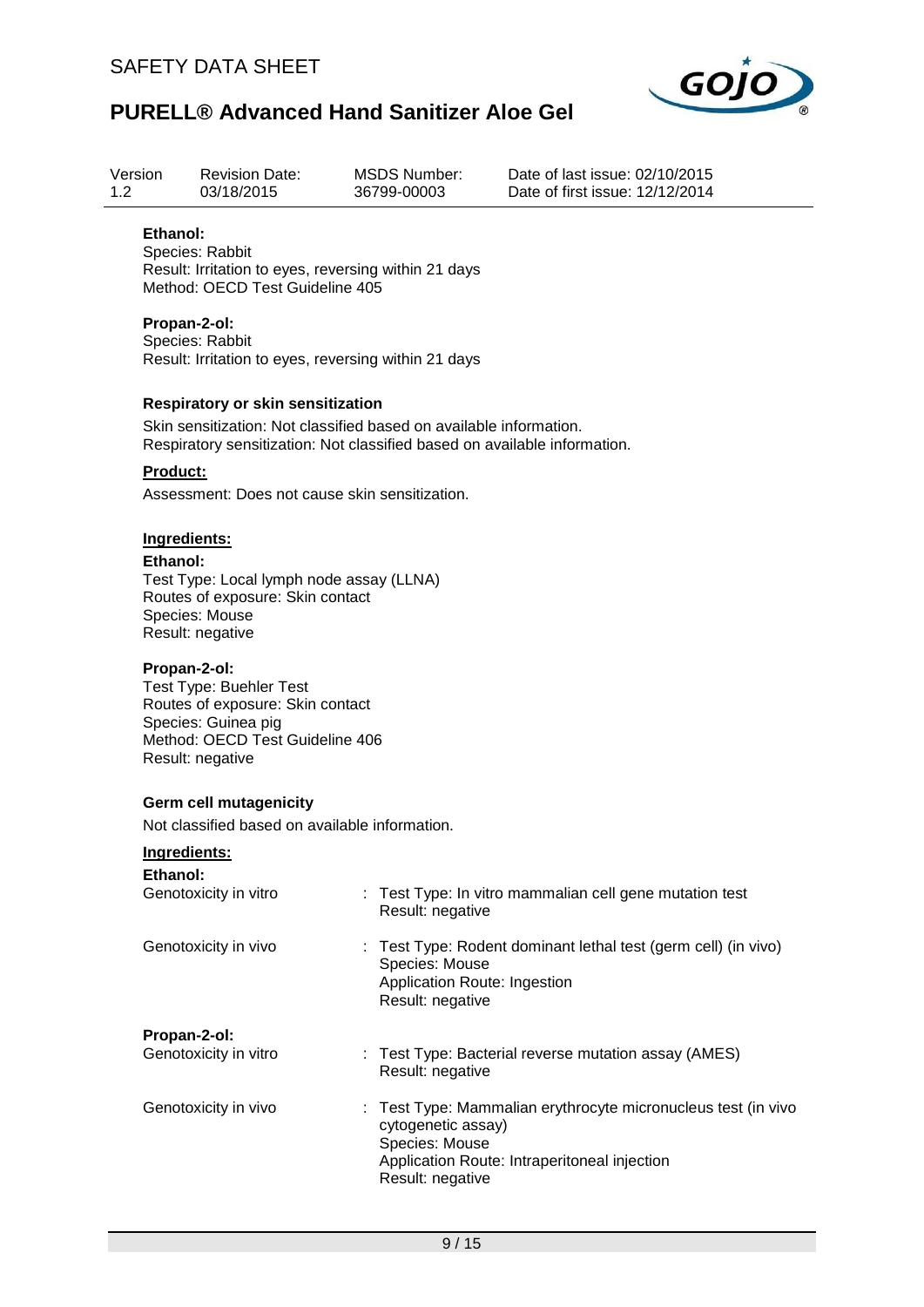**Ethanol:**
Species: Rabbit
Result: Irritation to eyes, reversing within 21 days
Method: OECD Test Guideline 405

**Propan-2-ol:**
Species: Rabbit
Result: Irritation to eyes, reversing within 21 days

**Respiratory or skin sensitization**

Skin sensitization: Not classified based on available information.
Respiratory sensitization: Not classified based on available information.

**Product:**

Assessment: Does not cause skin sensitization.

**Ingredients:**

**Ethanol:**
Test Type: Local lymph node assay (LLNA)
Routes of exposure: Skin contact
Species: Mouse
Result: negative

**Propan-2-ol:**
Test Type: Buehler Test
Routes of exposure: Skin contact
Species: Guinea pig
Method: OECD Test Guideline 406
Result: negative

**Germ cell mutagenicity**

Not classified based on available information.

**Ingredients:**

**Ethanol:**

| | |
|---|---|
| Genotoxicity in vitro | : Test Type: In vitro mammalian cell gene mutation test<br>Result: negative |
| Genotoxicity in vivo | : Test Type: Rodent dominant lethal test (germ cell) (in vivo)<br>Species: Mouse<br>Application Route: Ingestion<br>Result: negative |

**Propan-2-ol:**

| | |
|---|---|
| Genotoxicity in vitro | : Test Type: Bacterial reverse mutation assay (AMES)<br>Result: negative |
| Genotoxicity in vivo | : Test Type: Mammalian erythrocyte micronucleus test (in vivo cytogenetic assay)<br>Species: Mouse<br>Application Route: Intraperitoneal injection<br>Result: negative |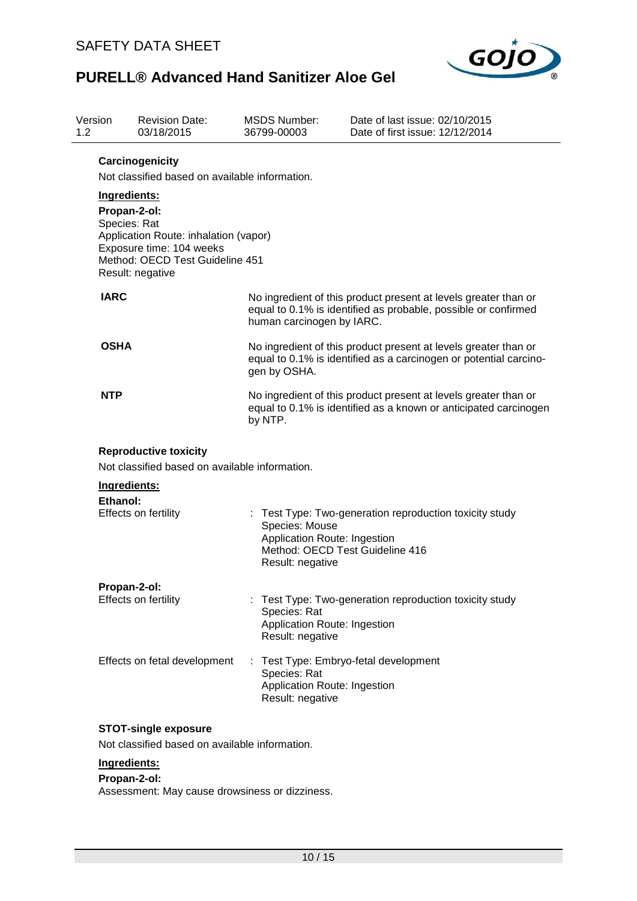### Carcinogenicity

Not classified based on available information.

**Ingredients:**

**Propan-2-ol:**
Species: Rat
Application Route: inhalation (vapor)
Exposure time: 104 weeks
Method: OECD Test Guideline 451
Result: negative

| | |
|---|---|
| **IARC** | No ingredient of this product present at levels greater than or equal to 0.1% is identified as probable, possible or confirmed human carcinogen by IARC. |
| **OSHA** | No ingredient of this product present at levels greater than or equal to 0.1% is identified as a carcinogen or potential carcinogen by OSHA. |
| **NTP** | No ingredient of this product present at levels greater than or equal to 0.1% is identified as a known or anticipated carcinogen by NTP. |

### Reproductive toxicity

Not classified based on available information.

**Ingredients:**

**Ethanol:**

| | |
|---|---|
| Effects on fertility | : Test Type: Two-generation reproduction toxicity study<br>Species: Mouse<br>Application Route: Ingestion<br>Method: OECD Test Guideline 416<br>Result: negative |

**Propan-2-ol:**

| | |
|---|---|
| Effects on fertility | : Test Type: Two-generation reproduction toxicity study<br>Species: Rat<br>Application Route: Ingestion<br>Result: negative |
| Effects on fetal development | : Test Type: Embryo-fetal development<br>Species: Rat<br>Application Route: Ingestion<br>Result: negative |

### STOT-single exposure

Not classified based on available information.

**Ingredients:**

**Propan-2-ol:**
Assessment: May cause drowsiness or dizziness.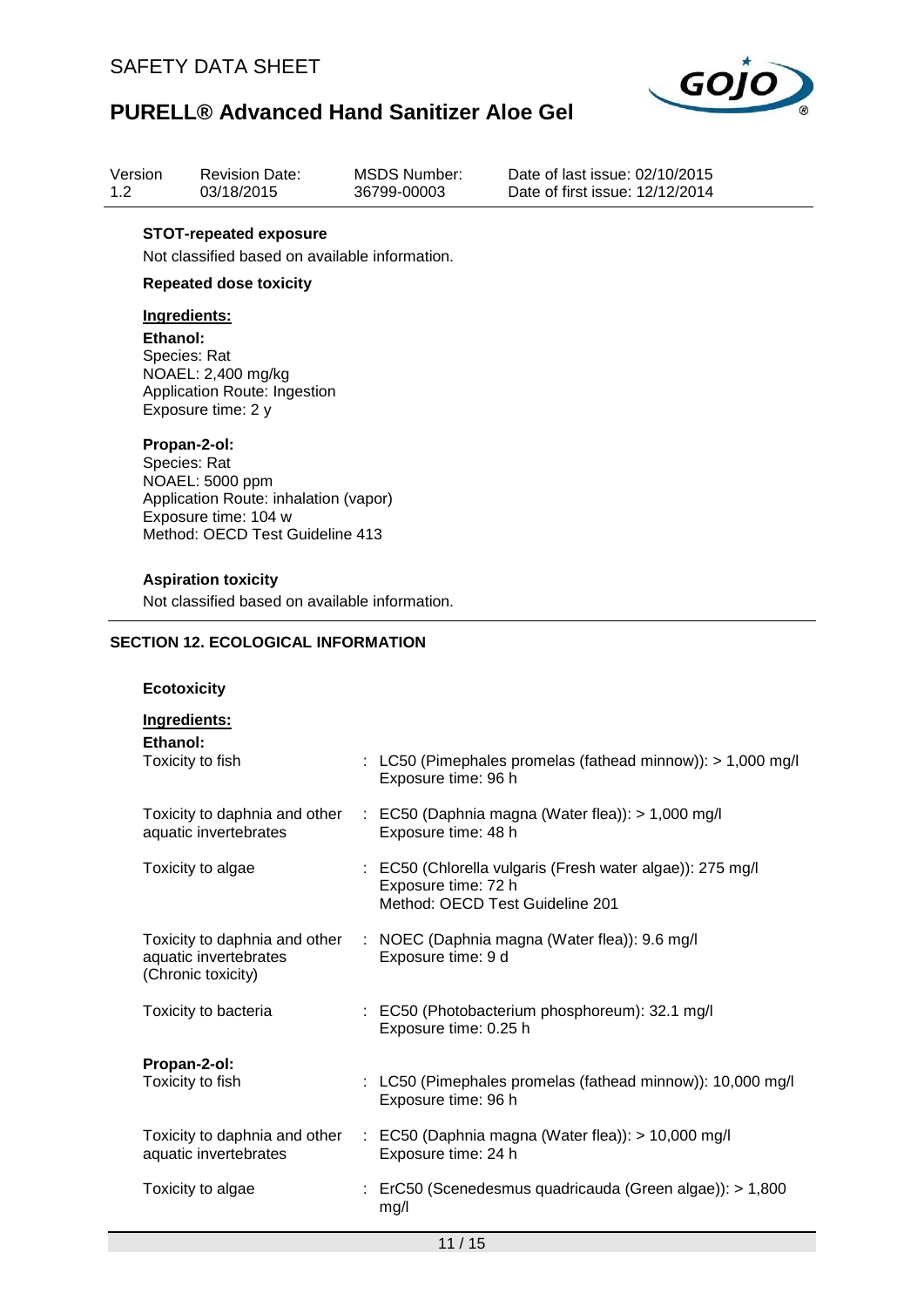**STOT-repeated exposure**

Not classified based on available information.

**Repeated dose toxicity**

**Ingredients:**

**Ethanol:**
Species: Rat
NOAEL: 2,400 mg/kg
Application Route: Ingestion
Exposure time: 2 y

**Propan-2-ol:**
Species: Rat
NOAEL: 5000 ppm
Application Route: inhalation (vapor)
Exposure time: 104 w
Method: OECD Test Guideline 413

**Aspiration toxicity**

Not classified based on available information.

## SECTION 12. ECOLOGICAL INFORMATION

**Ecotoxicity**

**Ingredients:**

**Ethanol:**

| | |
|---|---|
| Toxicity to fish | : LC50 (Pimephales promelas (fathead minnow)): > 1,000 mg/l<br>Exposure time: 96 h |
| Toxicity to daphnia and other aquatic invertebrates | : EC50 (Daphnia magna (Water flea)): > 1,000 mg/l<br>Exposure time: 48 h |
| Toxicity to algae | : EC50 (Chlorella vulgaris (Fresh water algae)): 275 mg/l<br>Exposure time: 72 h<br>Method: OECD Test Guideline 201 |
| Toxicity to daphnia and other aquatic invertebrates (Chronic toxicity) | : NOEC (Daphnia magna (Water flea)): 9.6 mg/l<br>Exposure time: 9 d |
| Toxicity to bacteria | : EC50 (Photobacterium phosphoreum): 32.1 mg/l<br>Exposure time: 0.25 h |

**Propan-2-ol:**

| | |
|---|---|
| Toxicity to fish | : LC50 (Pimephales promelas (fathead minnow)): 10,000 mg/l<br>Exposure time: 96 h |
| Toxicity to daphnia and other aquatic invertebrates | : EC50 (Daphnia magna (Water flea)): > 10,000 mg/l<br>Exposure time: 24 h |
| Toxicity to algae | : ErC50 (Scenedesmus quadricauda (Green algae)): > 1,800 mg/l |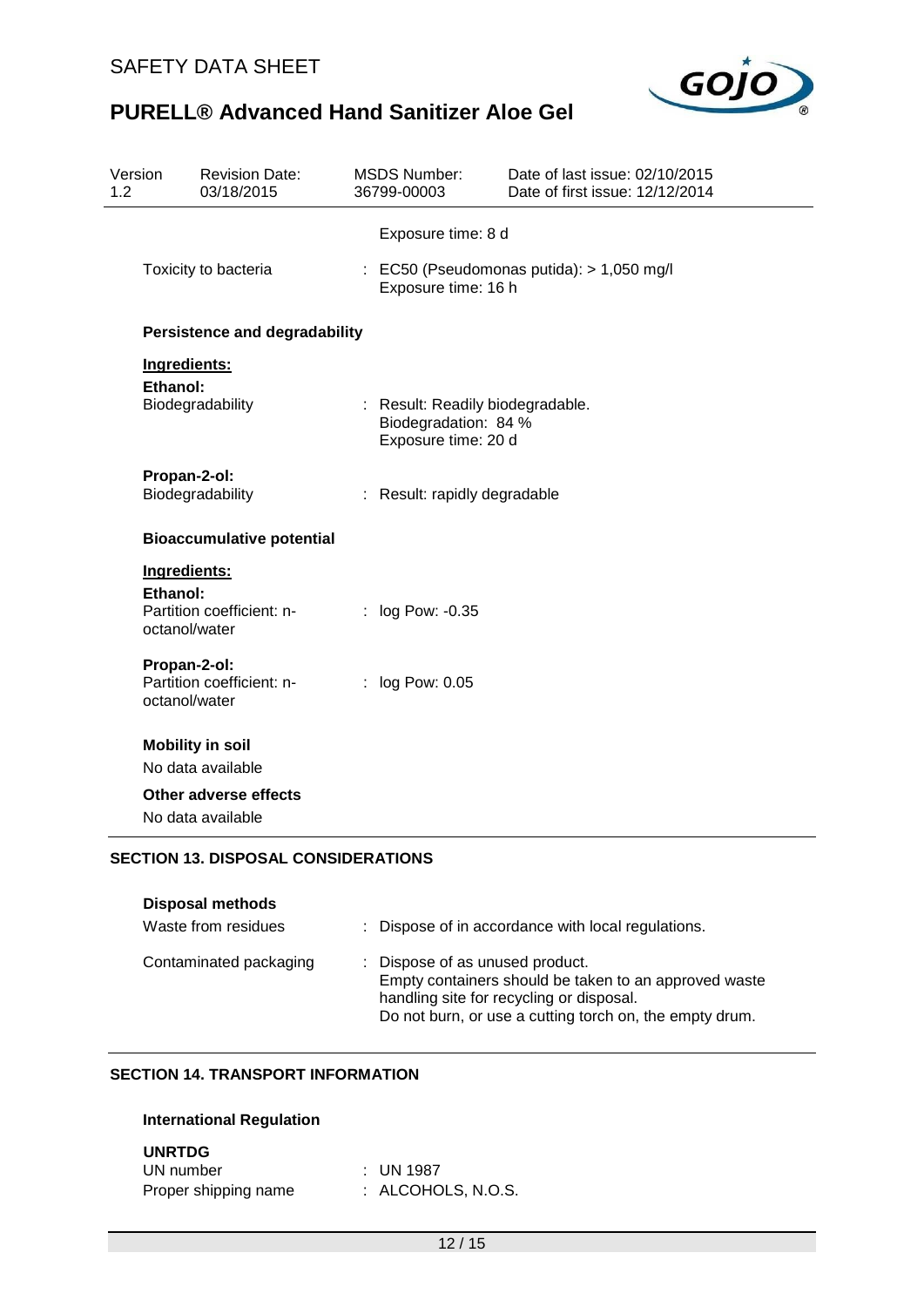Exposure time: 8 d

Toxicity to bacteria : EC50 (Pseudomonas putida): > 1,050 mg/l
Exposure time: 16 h

**Persistence and degradability**

**Ingredients:**

**Ethanol:**

Biodegradability : Result: Readily biodegradable.
Biodegradation: 84 %
Exposure time: 20 d

**Propan-2-ol:**

Biodegradability : Result: rapidly degradable

**Bioaccumulative potential**

**Ingredients:**

**Ethanol:**

Partition coefficient: n-octanol/water : log Pow: -0.35

**Propan-2-ol:**

Partition coefficient: n-octanol/water : log Pow: 0.05

**Mobility in soil**

No data available

**Other adverse effects**

No data available

## SECTION 13. DISPOSAL CONSIDERATIONS

**Disposal methods**

Waste from residues : Dispose of in accordance with local regulations.

Contaminated packaging : Dispose of as unused product.
Empty containers should be taken to an approved waste handling site for recycling or disposal.
Do not burn, or use a cutting torch on, the empty drum.

## SECTION 14. TRANSPORT INFORMATION

**International Regulation**

**UNRTDG**

UN number : UN 1987

Proper shipping name : ALCOHOLS, N.O.S.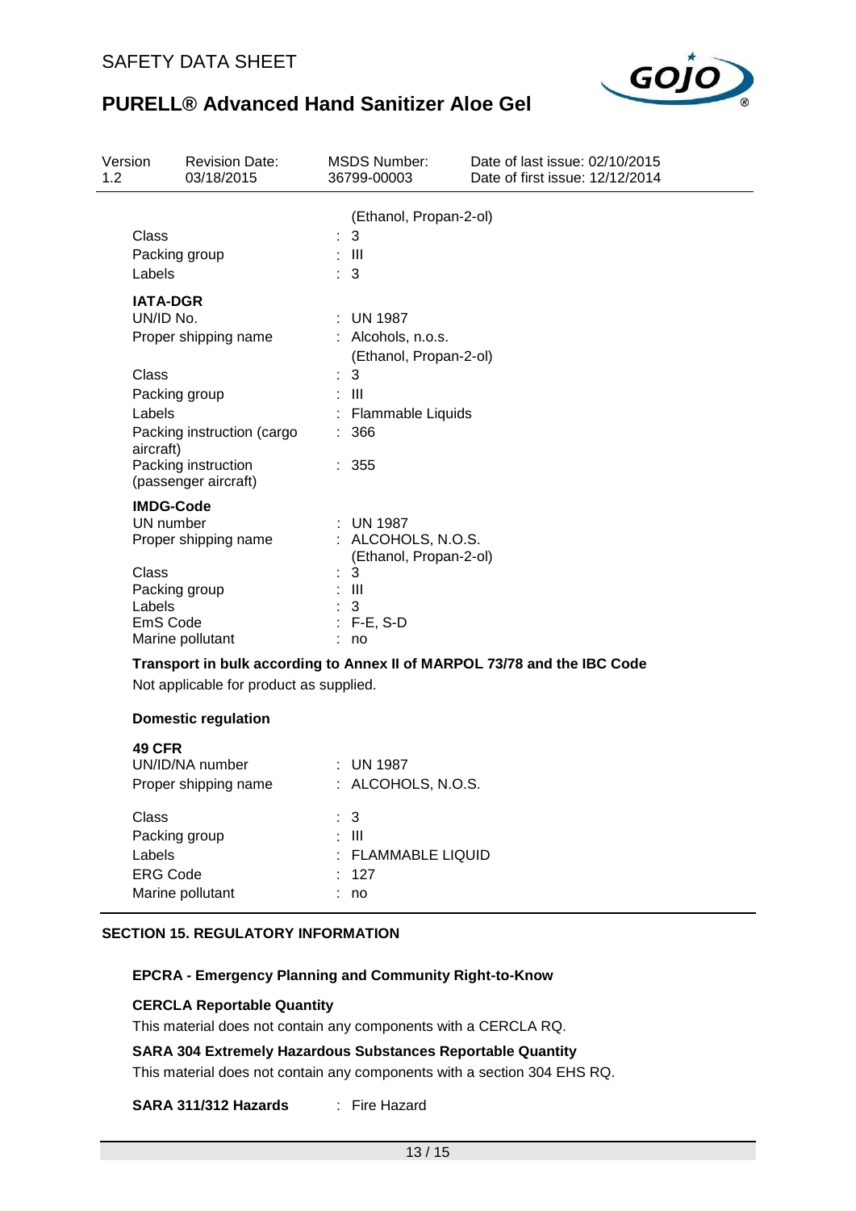| | |
|---|---|
| | (Ethanol, Propan-2-ol) |
| Class | : 3 |
| Packing group | : III |
| Labels | : 3 |

**IATA-DGR**

| | |
|---|---|
| UN/ID No. | : UN 1987 |
| Proper shipping name | : Alcohols, n.o.s. (Ethanol, Propan-2-ol) |
| Class | : 3 |
| Packing group | : III |
| Labels | : Flammable Liquids |
| Packing instruction (cargo aircraft) | : 366 |
| Packing instruction (passenger aircraft) | : 355 |

**IMDG-Code**

| | |
|---|---|
| UN number | : UN 1987 |
| Proper shipping name | : ALCOHOLS, N.O.S. (Ethanol, Propan-2-ol) |
| Class | : 3 |
| Packing group | : III |
| Labels | : 3 |
| EmS Code | : F-E, S-D |
| Marine pollutant | : no |

**Transport in bulk according to Annex II of MARPOL 73/78 and the IBC Code**

Not applicable for product as supplied.

**Domestic regulation**

**49 CFR**

| | |
|---|---|
| UN/ID/NA number | : UN 1987 |
| Proper shipping name | : ALCOHOLS, N.O.S. |
| Class | : 3 |
| Packing group | : III |
| Labels | : FLAMMABLE LIQUID |
| ERG Code | : 127 |
| Marine pollutant | : no |

## SECTION 15. REGULATORY INFORMATION

**EPCRA - Emergency Planning and Community Right-to-Know**

**CERCLA Reportable Quantity**

This material does not contain any components with a CERCLA RQ.

**SARA 304 Extremely Hazardous Substances Reportable Quantity**

This material does not contain any components with a section 304 EHS RQ.

**SARA 311/312 Hazards** : Fire Hazard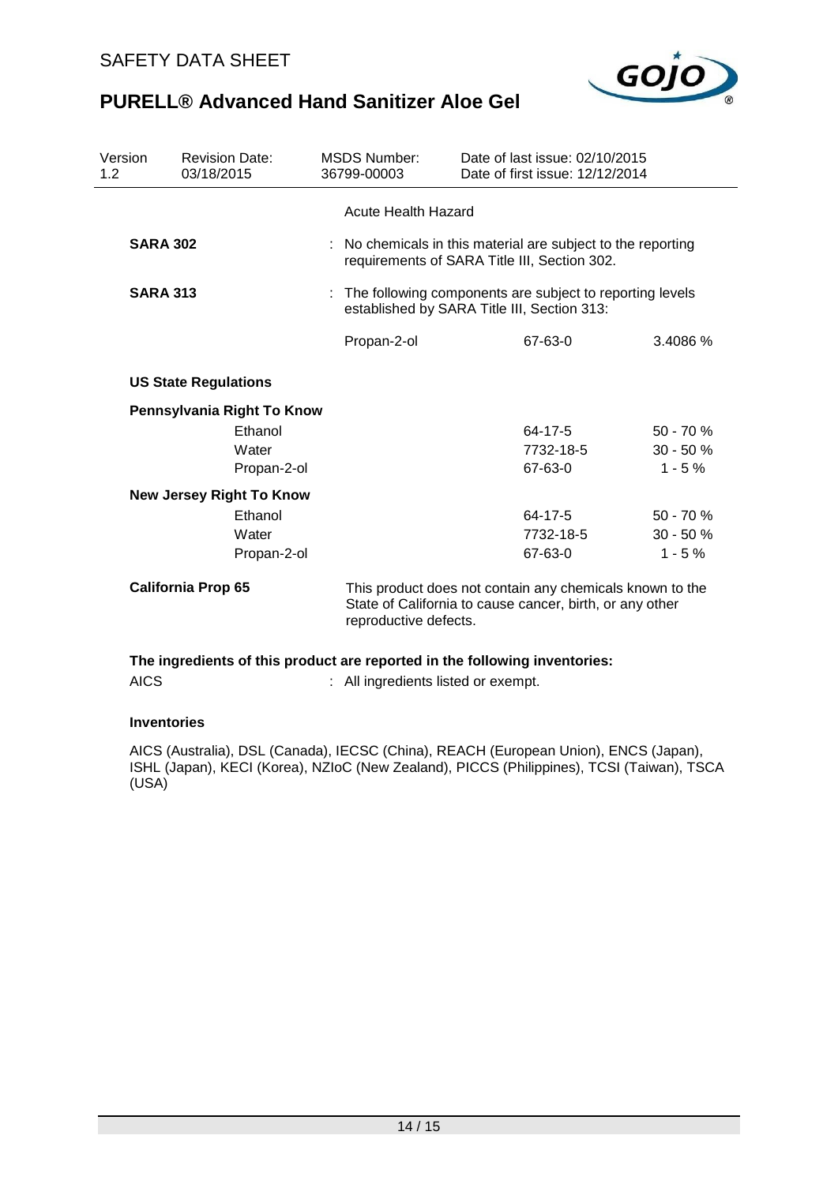| Version 1.2 | Revision Date: 03/18/2015 | MSDS Number: 36799-00003 | Date of last issue: 02/10/2015<br>Date of first issue: 12/12/2014 |
|---|---|---|---|

Acute Health Hazard

**SARA 302** : No chemicals in this material are subject to the reporting requirements of SARA Title III, Section 302.

**SARA 313** : The following components are subject to reporting levels established by SARA Title III, Section 313:

| | | |
|---|---|---|
| Propan-2-ol | 67-63-0 | 3.4086 % |

**US State Regulations**

**Pennsylvania Right To Know**

| | | |
|---|---|---|
| Ethanol | 64-17-5 | 50 - 70 % |
| Water | 7732-18-5 | 30 - 50 % |
| Propan-2-ol | 67-63-0 | 1 - 5 % |

**New Jersey Right To Know**

| | | |
|---|---|---|
| Ethanol | 64-17-5 | 50 - 70 % |
| Water | 7732-18-5 | 30 - 50 % |
| Propan-2-ol | 67-63-0 | 1 - 5 % |

**California Prop 65** This product does not contain any chemicals known to the State of California to cause cancer, birth, or any other reproductive defects.

**The ingredients of this product are reported in the following inventories:**

AICS : All ingredients listed or exempt.

**Inventories**

AICS (Australia), DSL (Canada), IECSC (China), REACH (European Union), ENCS (Japan), ISHL (Japan), KECI (Korea), NZIoC (New Zealand), PICCS (Philippines), TCSI (Taiwan), TSCA (USA)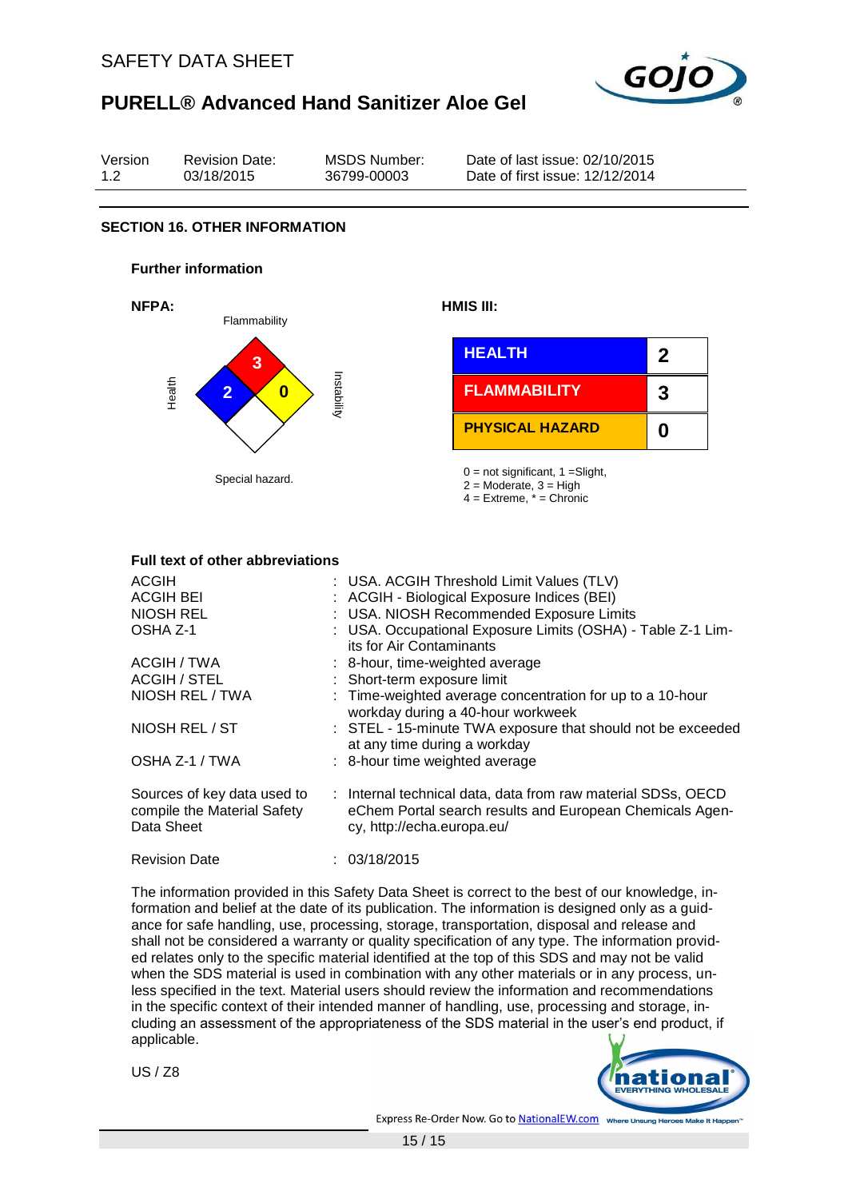## SECTION 16. OTHER INFORMATION

### Further information

**NFPA:**

Flammability

Health

Instability

3

2

0

Special hazard.

**HMIS III:**

| | |
|---|---|
| HEALTH | 2 |
| FLAMMABILITY | 3 |
| PHYSICAL HAZARD | 0 |

0 = not significant, 1 =Slight,
2 = Moderate, 3 = High
4 = Extreme, * = Chronic

### Full text of other abbreviations

| | |
|---|---|
| ACGIH | : USA. ACGIH Threshold Limit Values (TLV) |
| ACGIH BEI | : ACGIH - Biological Exposure Indices (BEI) |
| NIOSH REL | : USA. NIOSH Recommended Exposure Limits |
| OSHA Z-1 | : USA. Occupational Exposure Limits (OSHA) - Table Z-1 Limits for Air Contaminants |
| ACGIH / TWA | : 8-hour, time-weighted average |
| ACGIH / STEL | : Short-term exposure limit |
| NIOSH REL / TWA | : Time-weighted average concentration for up to a 10-hour workday during a 40-hour workweek |
| NIOSH REL / ST | : STEL - 15-minute TWA exposure that should not be exceeded at any time during a workday |
| OSHA Z-1 / TWA | : 8-hour time weighted average |

| | |
|---|---|
| Sources of key data used to compile the Material Safety Data Sheet | : Internal technical data, data from raw material SDSs, OECD eChem Portal search results and European Chemicals Agency, http://echa.europa.eu/ |
| Revision Date | : 03/18/2015 |

The information provided in this Safety Data Sheet is correct to the best of our knowledge, information and belief at the date of its publication. The information is designed only as a guidance for safe handling, use, processing, storage, transportation, disposal and release and shall not be considered a warranty or quality specification of any type. The information provided relates only to the specific material identified at the top of this SDS and may not be valid when the SDS material is used in combination with any other materials or in any process, unless specified in the text. Material users should review the information and recommendations in the specific context of their intended manner of handling, use, processing and storage, including an assessment of the appropriateness of the SDS material in the user's end product, if applicable.

US / Z8

Express Re-Order Now. Go to NationalEW.com